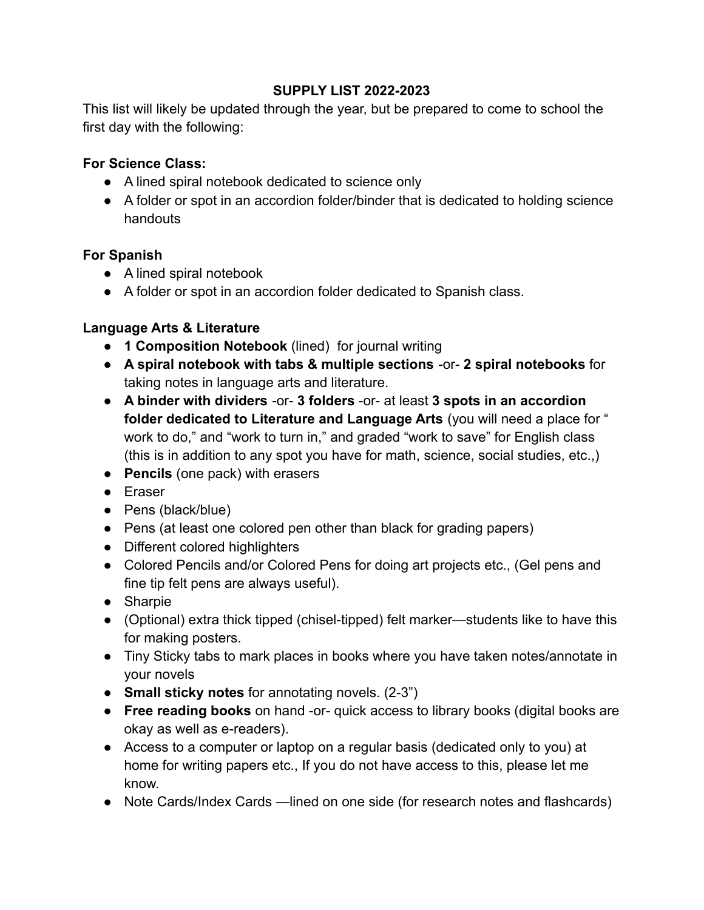# SUPPLY LIST 2022-2023

This list will likely be updated through the year, but be prepared to come to school the first day with the following:

**For Science Class:**

- A lined spiral notebook dedicated to science only
- A folder or spot in an accordion folder/binder that is dedicated to holding science handouts

**For Spanish**

- A lined spiral notebook
- A folder or spot in an accordion folder dedicated to Spanish class.

**Language Arts & Literature**

- **1 Composition Notebook** (lined) for journal writing
- **A spiral notebook with tabs & multiple sections** -or- **2 spiral notebooks** for taking notes in language arts and literature.
- **A binder with dividers** -or- **3 folders** -or- at least **3 spots in an accordion folder dedicated to Literature and Language Arts** (you will need a place for " work to do," and "work to turn in," and graded "work to save" for English class (this is in addition to any spot you have for math, science, social studies, etc.,)
- **Pencils** (one pack) with erasers
- Eraser
- Pens (black/blue)
- Pens (at least one colored pen other than black for grading papers)
- Different colored highlighters
- Colored Pencils and/or Colored Pens for doing art projects etc., (Gel pens and fine tip felt pens are always useful).
- Sharpie
- (Optional) extra thick tipped (chisel-tipped) felt marker—students like to have this for making posters.
- Tiny Sticky tabs to mark places in books where you have taken notes/annotate in your novels
- **Small sticky notes** for annotating novels. (2-3")
- **Free reading books** on hand -or- quick access to library books (digital books are okay as well as e-readers).
- Access to a computer or laptop on a regular basis (dedicated only to you) at home for writing papers etc., If you do not have access to this, please let me know.
- Note Cards/Index Cards —lined on one side (for research notes and flashcards)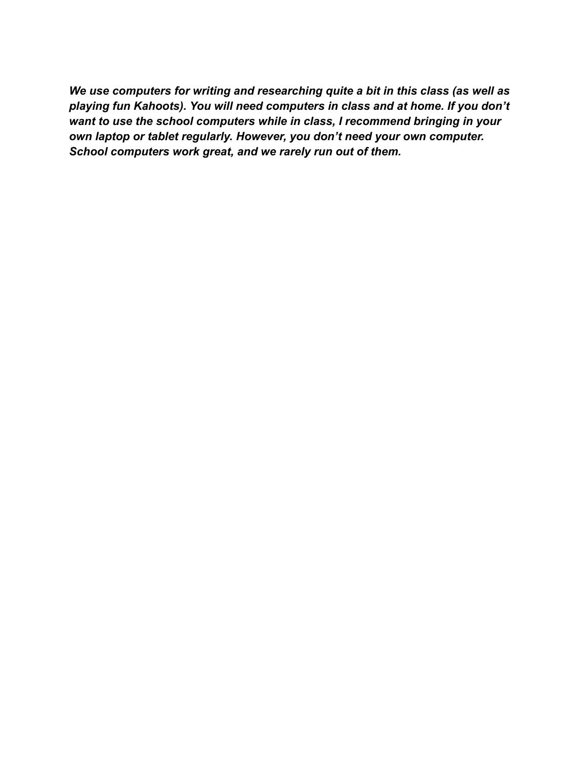***We use computers for writing and researching quite a bit in this class (as well as playing fun Kahoots). You will need computers in class and at home. If you don't want to use the school computers while in class, I recommend bringing in your own laptop or tablet regularly. However, you don't need your own computer. School computers work great, and we rarely run out of them.***